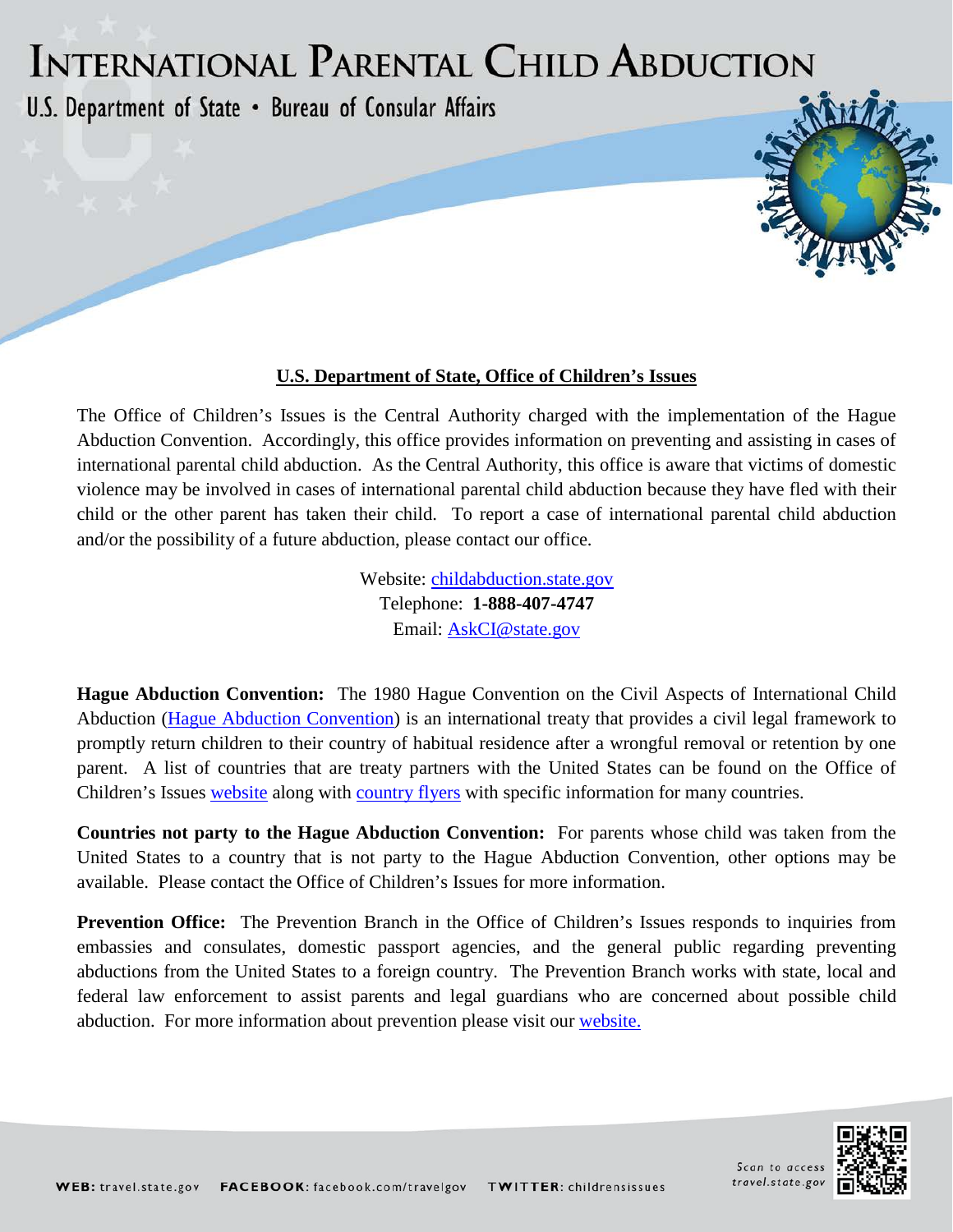# International Parental Child Abduction

U.S. Department of State • Bureau of Consular Affairs

## U.S. Department of State, Office of Children's Issues

The Office of Children's Issues is the Central Authority charged with the implementation of the Hague Abduction Convention. Accordingly, this office provides information on preventing and assisting in cases of international parental child abduction. As the Central Authority, this office is aware that victims of domestic violence may be involved in cases of international parental child abduction because they have fled with their child or the other parent has taken their child. To report a case of international parental child abduction and/or the possibility of a future abduction, please contact our office.

Website: childabduction.state.gov
Telephone: **1-888-407-4747**
Email: AskCI@state.gov

**Hague Abduction Convention:** The 1980 Hague Convention on the Civil Aspects of International Child Abduction (Hague Abduction Convention) is an international treaty that provides a civil legal framework to promptly return children to their country of habitual residence after a wrongful removal or retention by one parent. A list of countries that are treaty partners with the United States can be found on the Office of Children's Issues website along with country flyers with specific information for many countries.

**Countries not party to the Hague Abduction Convention:** For parents whose child was taken from the United States to a country that is not party to the Hague Abduction Convention, other options may be available. Please contact the Office of Children's Issues for more information.

**Prevention Office:** The Prevention Branch in the Office of Children's Issues responds to inquiries from embassies and consulates, domestic passport agencies, and the general public regarding preventing abductions from the United States to a foreign country. The Prevention Branch works with state, local and federal law enforcement to assist parents and legal guardians who are concerned about possible child abduction. For more information about prevention please visit our website.

**WEB:** travel.state.gov **FACEBOOK:** facebook.com/travelgov **TWITTER:** childrensissues

Scan to access travel.state.gov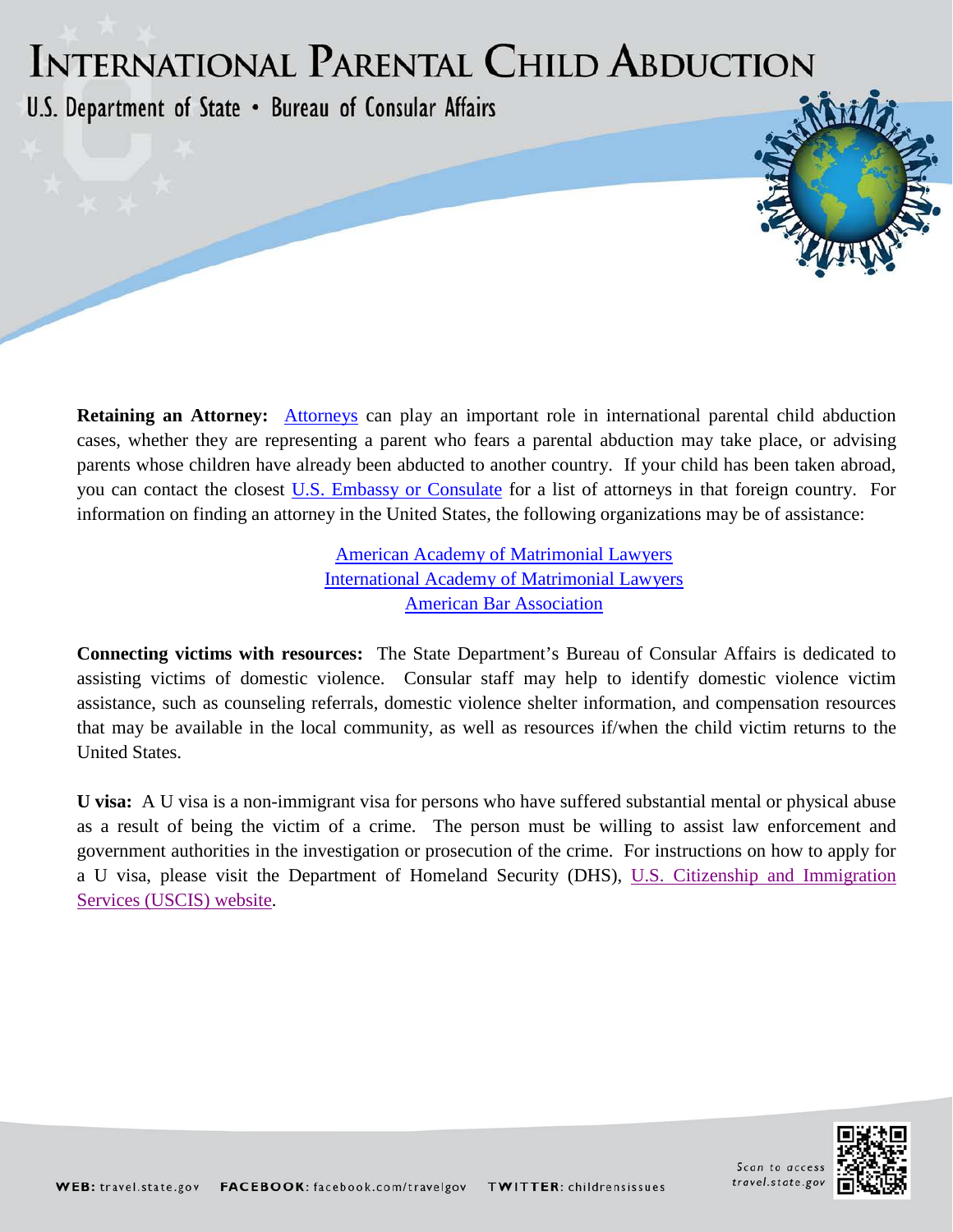**Retaining an Attorney:** Attorneys can play an important role in international parental child abduction cases, whether they are representing a parent who fears a parental abduction may take place, or advising parents whose children have already been abducted to another country. If your child has been taken abroad, you can contact the closest U.S. Embassy or Consulate for a list of attorneys in that foreign country. For information on finding an attorney in the United States, the following organizations may be of assistance:

American Academy of Matrimonial Lawyers
International Academy of Matrimonial Lawyers
American Bar Association

**Connecting victims with resources:** The State Department's Bureau of Consular Affairs is dedicated to assisting victims of domestic violence. Consular staff may help to identify domestic violence victim assistance, such as counseling referrals, domestic violence shelter information, and compensation resources that may be available in the local community, as well as resources if/when the child victim returns to the United States.

**U visa:** A U visa is a non-immigrant visa for persons who have suffered substantial mental or physical abuse as a result of being the victim of a crime. The person must be willing to assist law enforcement and government authorities in the investigation or prosecution of the crime. For instructions on how to apply for a U visa, please visit the Department of Homeland Security (DHS), U.S. Citizenship and Immigration Services (USCIS) website.